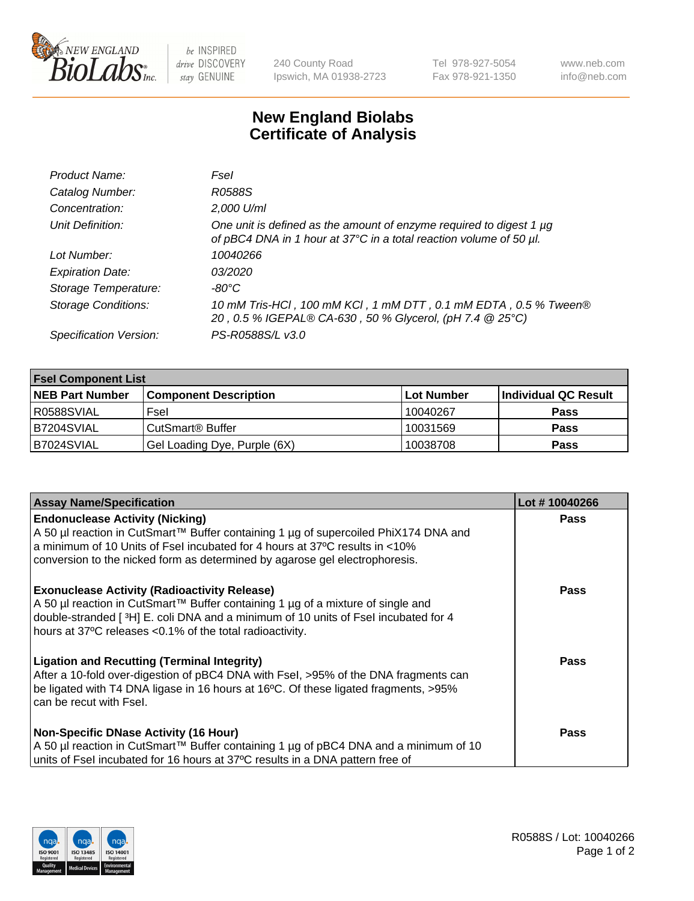New England BioLabs Inc. — be INSPIRED drive DISCOVERY stay GENUINE

240 County Road
Ipswich, MA 01938-2723

Tel 978-927-5054
Fax 978-921-1350

www.neb.com
info@neb.com

# New England Biolabs Certificate of Analysis

| | |
|---|---|
| *Product Name:* | *FseI* |
| *Catalog Number:* | *R0588S* |
| *Concentration:* | *2,000 U/ml* |
| *Unit Definition:* | *One unit is defined as the amount of enzyme required to digest 1 µg of pBC4 DNA in 1 hour at 37°C in a total reaction volume of 50 µl.* |
| *Lot Number:* | *10040266* |
| *Expiration Date:* | *03/2020* |
| *Storage Temperature:* | *-80°C* |
| *Storage Conditions:* | *10 mM Tris-HCl , 100 mM KCl , 1 mM DTT , 0.1 mM EDTA , 0.5 % Tween® 20 , 0.5 % IGEPAL® CA-630 , 50 % Glycerol, (pH 7.4 @ 25°C)* |
| *Specification Version:* | *PS-R0588S/L v3.0* |

| FseI Component List | | | |
|---|---|---|---|
| **NEB Part Number** | **Component Description** | **Lot Number** | **Individual QC Result** |
| R0588SVIAL | FseI | 10040267 | **Pass** |
| B7204SVIAL | CutSmart® Buffer | 10031569 | **Pass** |
| B7024SVIAL | Gel Loading Dye, Purple (6X) | 10038708 | **Pass** |

| Assay Name/Specification | Lot # 10040266 |
|---|---|
| **Endonuclease Activity (Nicking)**<br>A 50 µl reaction in CutSmart™ Buffer containing 1 µg of supercoiled PhiX174 DNA and a minimum of 10 Units of FseI incubated for 4 hours at 37ºC results in <10% conversion to the nicked form as determined by agarose gel electrophoresis. | **Pass** |
| **Exonuclease Activity (Radioactivity Release)**<br>A 50 µl reaction in CutSmart™ Buffer containing 1 µg of a mixture of single and double-stranded [ $^3$H] E. coli DNA and a minimum of 10 units of FseI incubated for 4 hours at 37ºC releases <0.1% of the total radioactivity. | **Pass** |
| **Ligation and Recutting (Terminal Integrity)**<br>After a 10-fold over-digestion of pBC4 DNA with FseI, >95% of the DNA fragments can be ligated with T4 DNA ligase in 16 hours at 16ºC. Of these ligated fragments, >95% can be recut with FseI. | **Pass** |
| **Non-Specific DNase Activity (16 Hour)**<br>A 50 µl reaction in CutSmart™ Buffer containing 1 µg of pBC4 DNA and a minimum of 10 units of FseI incubated for 16 hours at 37ºC results in a DNA pattern free of | **Pass** |

R0588S / Lot: 10040266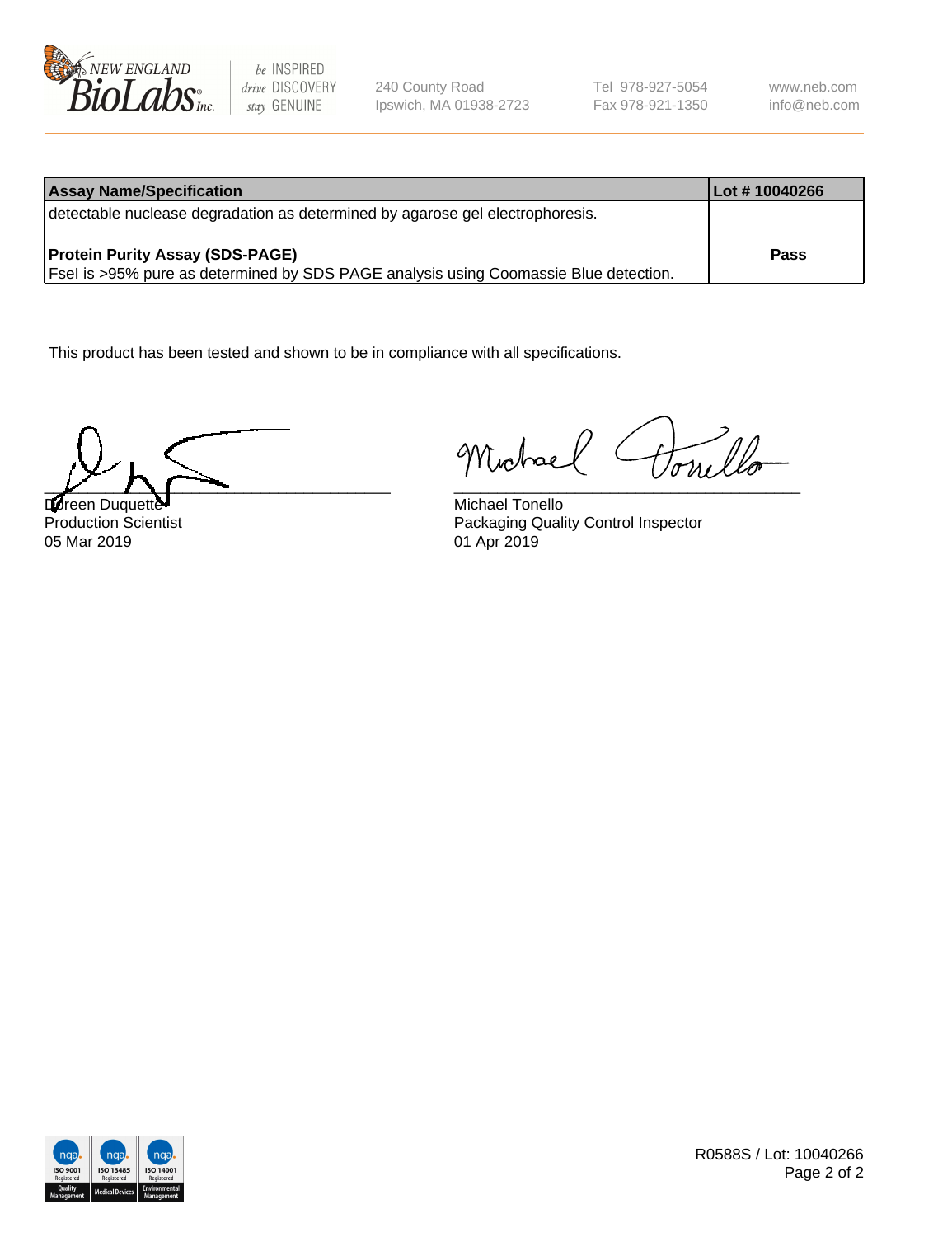| Assay Name/Specification | Lot # 10040266 |
|---|---|
| detectable nuclease degradation as determined by agarose gel electrophoresis. | |
| **Protein Purity Assay (SDS-PAGE)**<br>FseI is >95% pure as determined by SDS PAGE analysis using Coomassie Blue detection. | **Pass** |

This product has been tested and shown to be in compliance with all specifications.

Doreen Duquette
Production Scientist
05 Mar 2019

Michael Tonello
Packaging Quality Control Inspector
01 Apr 2019

R0588S / Lot: 10040266